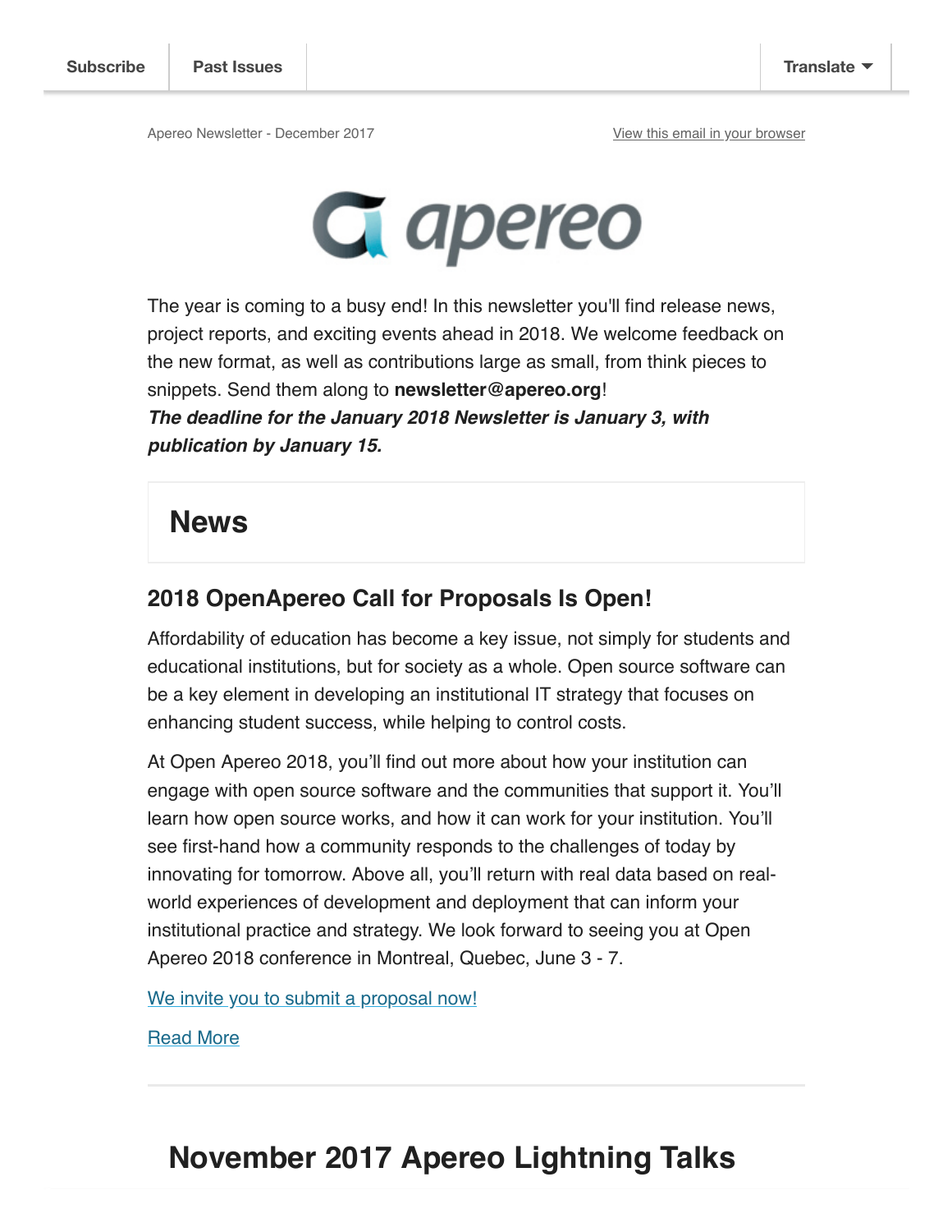Subscribe | Past Issues | Translate

Apereo Newsletter - December 2017

View this email in your browser

apereo

The year is coming to a busy end! In this newsletter you'll find release news, project reports, and exciting events ahead in 2018. We welcome feedback on the new format, as well as contributions large as small, from think pieces to snippets. Send them along to **newsletter@apereo.org**!

***The deadline for the January 2018 Newsletter is January 3, with publication by January 15.***

# News

## 2018 OpenApereo Call for Proposals Is Open!

Affordability of education has become a key issue, not simply for students and educational institutions, but for society as a whole. Open source software can be a key element in developing an institutional IT strategy that focuses on enhancing student success, while helping to control costs.

At Open Apereo 2018, you'll find out more about how your institution can engage with open source software and the communities that support it. You'll learn how open source works, and how it can work for your institution. You'll see first-hand how a community responds to the challenges of today by innovating for tomorrow. Above all, you'll return with real data based on real-world experiences of development and deployment that can inform your institutional practice and strategy. We look forward to seeing you at Open Apereo 2018 conference in Montreal, Quebec, June 3 - 7.

We invite you to submit a proposal now!

Read More

# November 2017 Apereo Lightning Talks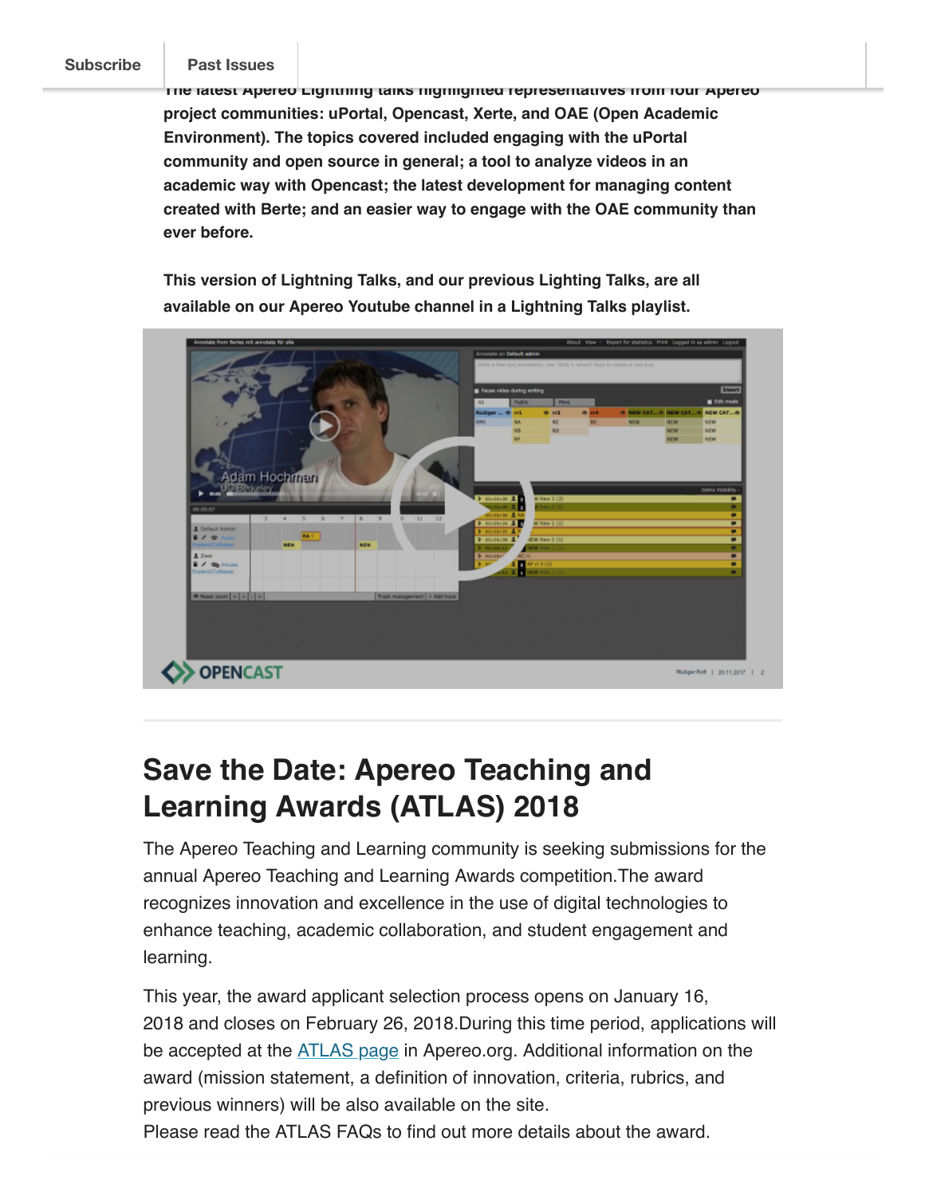The latest Apereo Lightning talks highlighted representatives from four Apereo project communities: uPortal, Opencast, Xerte, and OAE (Open Academic Environment). The topics covered included engaging with the uPortal community and open source in general; a tool to analyze videos in an academic way with Opencast; the latest development for managing content created with Berte; and an easier way to engage with the OAE community than ever before.

This version of Lightning Talks, and our previous Lighting Talks, are all available on our Apereo Youtube channel in a Lightning Talks playlist.

## Save the Date: Apereo Teaching and Learning Awards (ATLAS) 2018

The Apereo Teaching and Learning community is seeking submissions for the annual Apereo Teaching and Learning Awards competition.The award recognizes innovation and excellence in the use of digital technologies to enhance teaching, academic collaboration, and student engagement and learning.

This year, the award applicant selection process opens on January 16, 2018 and closes on February 26, 2018.During this time period, applications will be accepted at the ATLAS page in Apereo.org. Additional information on the award (mission statement, a definition of innovation, criteria, rubrics, and previous winners) will be also available on the site.
Please read the ATLAS FAQs to find out more details about the award.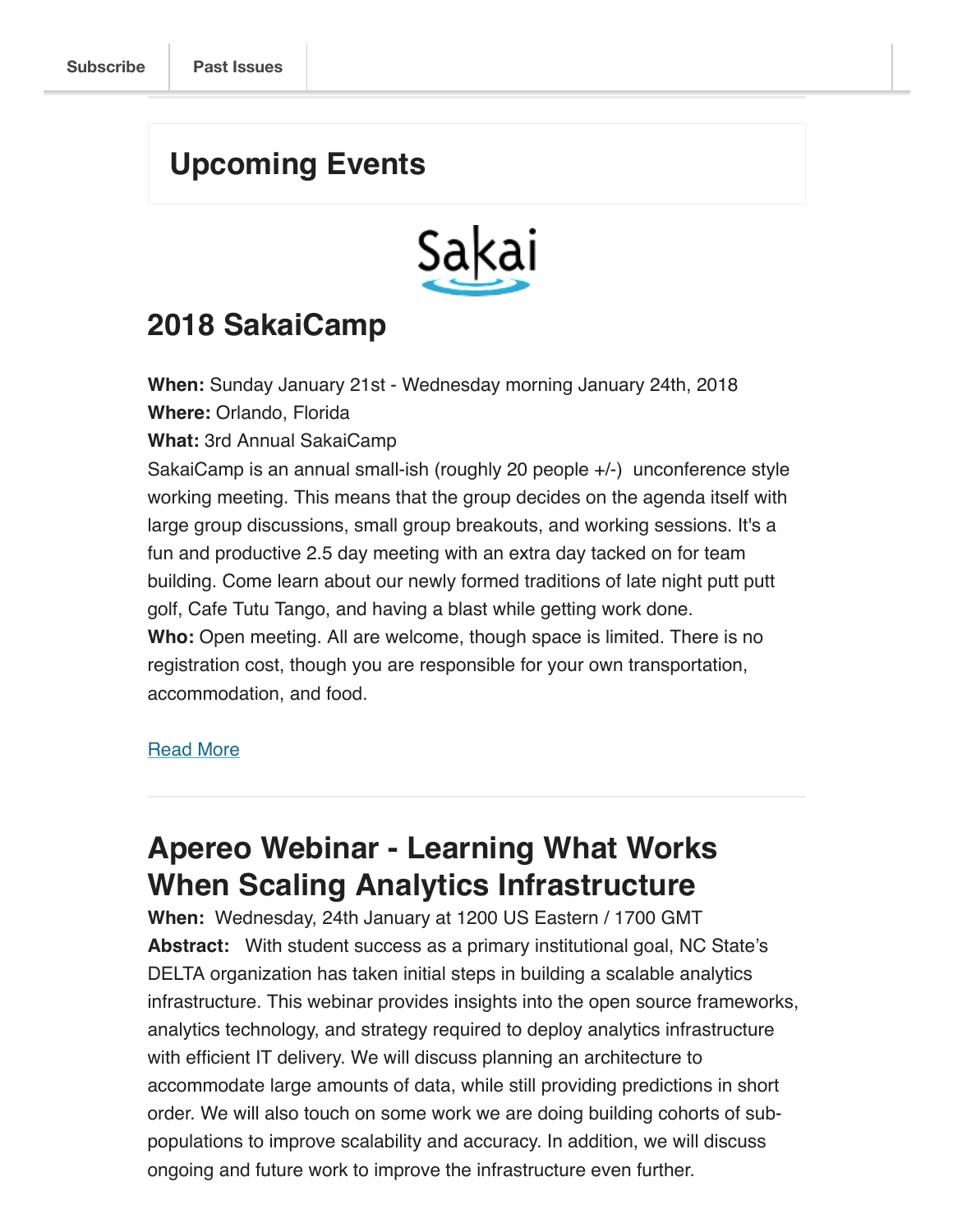Subscribe | Past Issues

## Upcoming Events

Sakai

## 2018 SakaiCamp

**When:** Sunday January 21st - Wednesday morning January 24th, 2018
**Where:** Orlando, Florida
**What:** 3rd Annual SakaiCamp
SakaiCamp is an annual small-ish (roughly 20 people +/-) unconference style working meeting. This means that the group decides on the agenda itself with large group discussions, small group breakouts, and working sessions. It's a fun and productive 2.5 day meeting with an extra day tacked on for team building. Come learn about our newly formed traditions of late night putt putt golf, Cafe Tutu Tango, and having a blast while getting work done.
**Who:** Open meeting. All are welcome, though space is limited. There is no registration cost, though you are responsible for your own transportation, accommodation, and food.

Read More

---

## Apereo Webinar - Learning What Works When Scaling Analytics Infrastructure

**When:** Wednesday, 24th January at 1200 US Eastern / 1700 GMT
**Abstract:** With student success as a primary institutional goal, NC State's DELTA organization has taken initial steps in building a scalable analytics infrastructure. This webinar provides insights into the open source frameworks, analytics technology, and strategy required to deploy analytics infrastructure with efficient IT delivery. We will discuss planning an architecture to accommodate large amounts of data, while still providing predictions in short order. We will also touch on some work we are doing building cohorts of sub-populations to improve scalability and accuracy. In addition, we will discuss ongoing and future work to improve the infrastructure even further.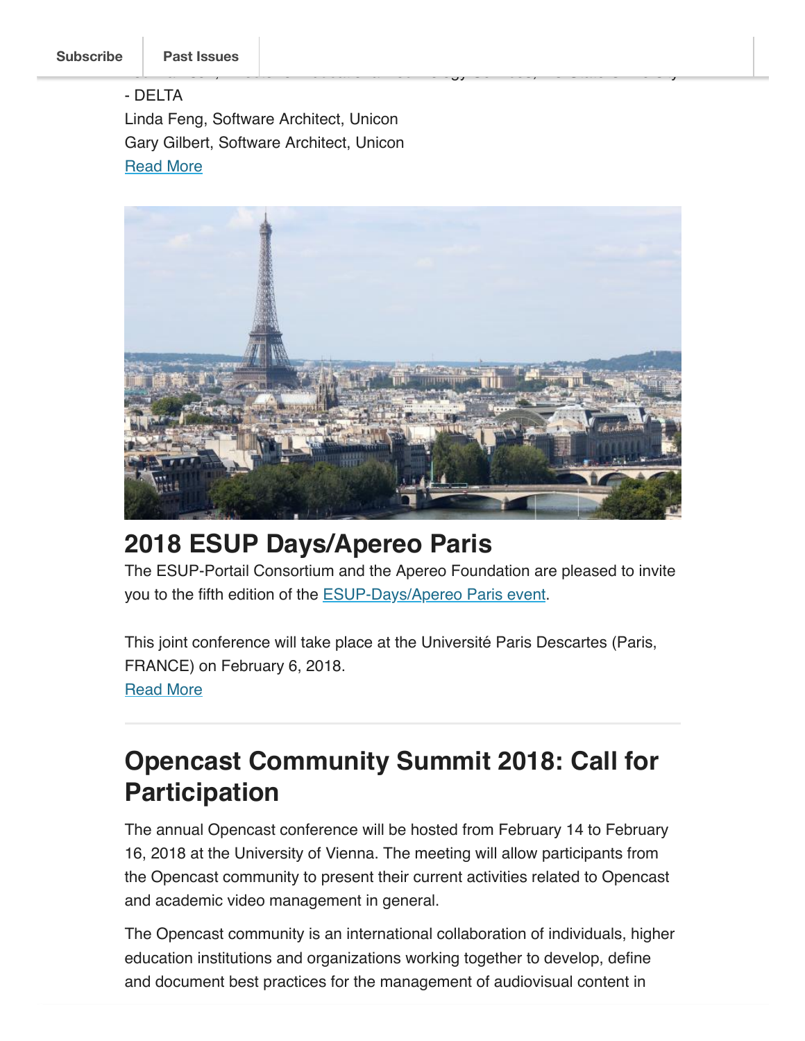- DELTA

Linda Feng, Software Architect, Unicon

Gary Gilbert, Software Architect, Unicon

Read More

## 2018 ESUP Days/Apereo Paris

The ESUP-Portail Consortium and the Apereo Foundation are pleased to invite you to the fifth edition of the ESUP-Days/Apereo Paris event.

This joint conference will take place at the Université Paris Descartes (Paris, FRANCE) on February 6, 2018.

Read More

---

## Opencast Community Summit 2018: Call for Participation

The annual Opencast conference will be hosted from February 14 to February 16, 2018 at the University of Vienna. The meeting will allow participants from the Opencast community to present their current activities related to Opencast and academic video management in general.

The Opencast community is an international collaboration of individuals, higher education institutions and organizations working together to develop, define and document best practices for the management of audiovisual content in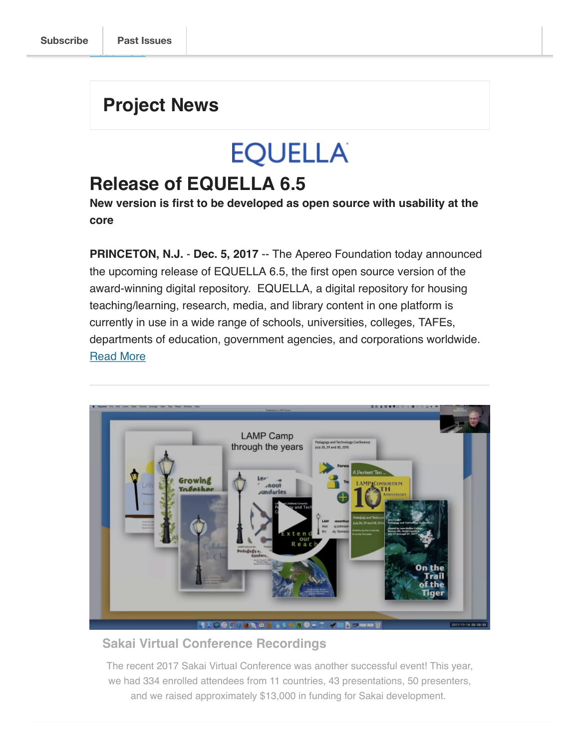Subscribe | Past Issues

## Project News

EQUELLA

# Release of EQUELLA 6.5

**New version is first to be developed as open source with usability at the core**

**PRINCETON, N.J.** - **Dec. 5, 2017** -- The Apereo Foundation today announced the upcoming release of EQUELLA 6.5, the first open source version of the award-winning digital repository. EQUELLA, a digital repository for housing teaching/learning, research, media, and library content in one platform is currently in use in a wide range of schools, universities, colleges, TAFEs, departments of education, government agencies, and corporations worldwide. Read More

---

### Sakai Virtual Conference Recordings

The recent 2017 Sakai Virtual Conference was another successful event! This year, we had 334 enrolled attendees from 11 countries, 43 presentations, 50 presenters, and we raised approximately $13,000 in funding for Sakai development.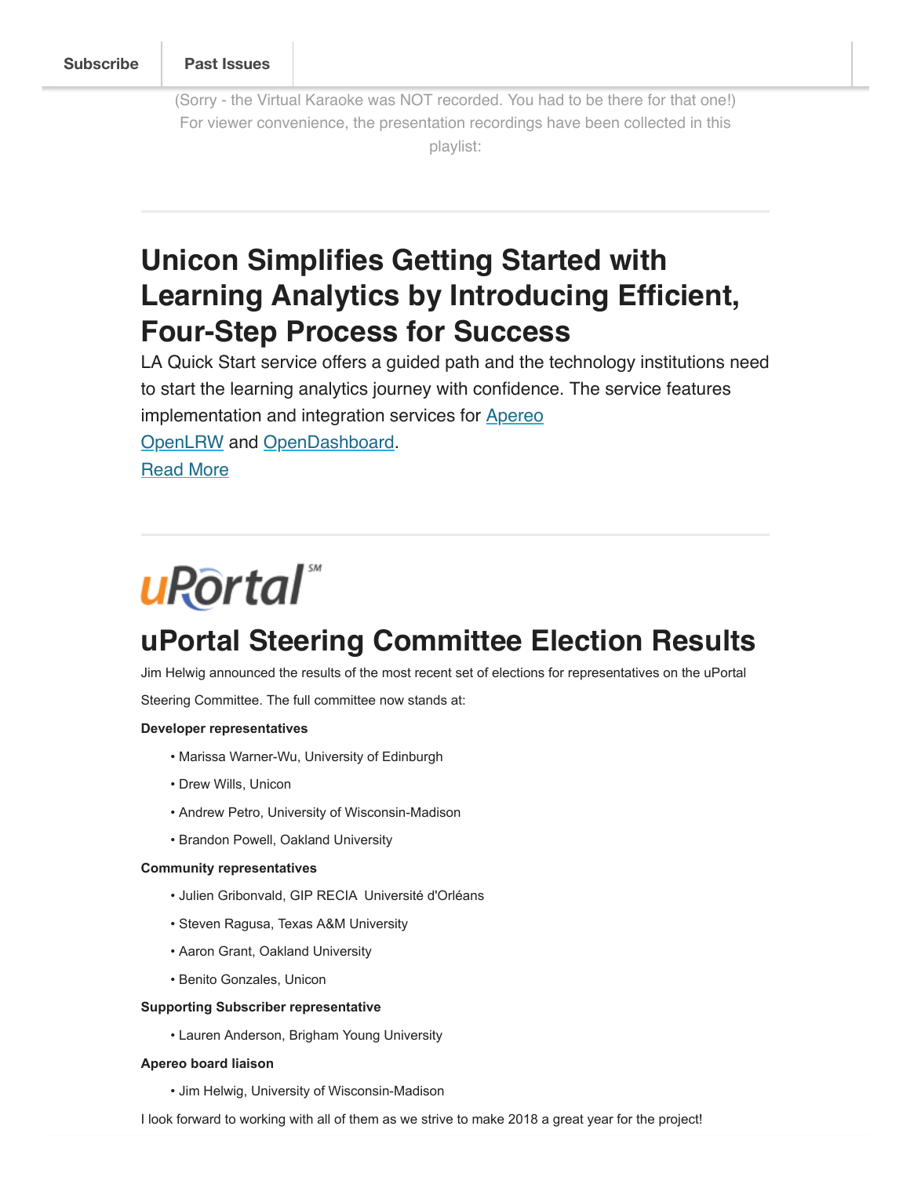Subscribe | Past Issues

(Sorry - the Virtual Karaoke was NOT recorded. You had to be there for that one!) For viewer convenience, the presentation recordings have been collected in this playlist:

---

# Unicon Simplifies Getting Started with Learning Analytics by Introducing Efficient, Four-Step Process for Success

LA Quick Start service offers a guided path and the technology institutions need to start the learning analytics journey with confidence. The service features implementation and integration services for Apereo OpenLRW and OpenDashboard.

Read More

---

uPortal

# uPortal Steering Committee Election Results

Jim Helwig announced the results of the most recent set of elections for representatives on the uPortal Steering Committee. The full committee now stands at:

**Developer representatives**

- Marissa Warner-Wu, University of Edinburgh
- Drew Wills, Unicon
- Andrew Petro, University of Wisconsin-Madison
- Brandon Powell, Oakland University

**Community representatives**

- Julien Gribonvald, GIP RECIA Université d'Orléans
- Steven Ragusa, Texas A&M University
- Aaron Grant, Oakland University
- Benito Gonzales, Unicon

**Supporting Subscriber representative**

- Lauren Anderson, Brigham Young University

**Apereo board liaison**

- Jim Helwig, University of Wisconsin-Madison

I look forward to working with all of them as we strive to make 2018 a great year for the project!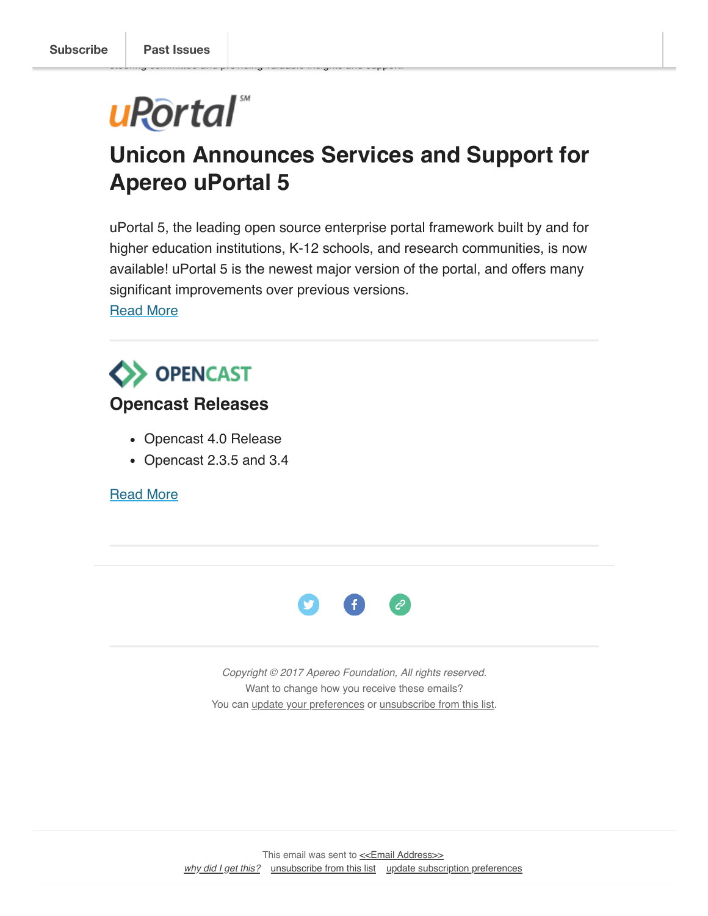Subscribe | Past Issues

steering committee and providing valuable insights and support.

## Unicon Announces Services and Support for Apereo uPortal 5

uPortal 5, the leading open source enterprise portal framework built by and for higher education institutions, K-12 schools, and research communities, is now available! uPortal 5 is the newest major version of the portal, and offers many significant improvements over previous versions.
Read More

---

### Opencast Releases

- Opencast 4.0 Release
- Opencast 2.3.5 and 3.4

Read More

---

*Copyright © 2017 Apereo Foundation, All rights reserved.*
Want to change how you receive these emails?
You can update your preferences or unsubscribe from this list.

This email was sent to <<Email Address>>
*why did I get this?* unsubscribe from this list update subscription preferences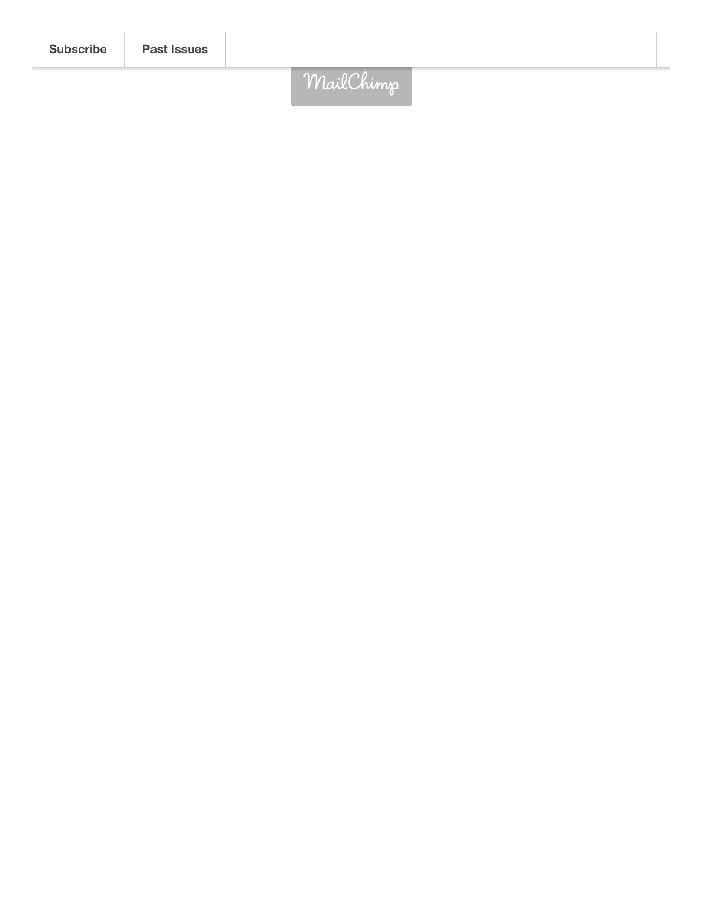Subscribe | Past Issues

MailChimp